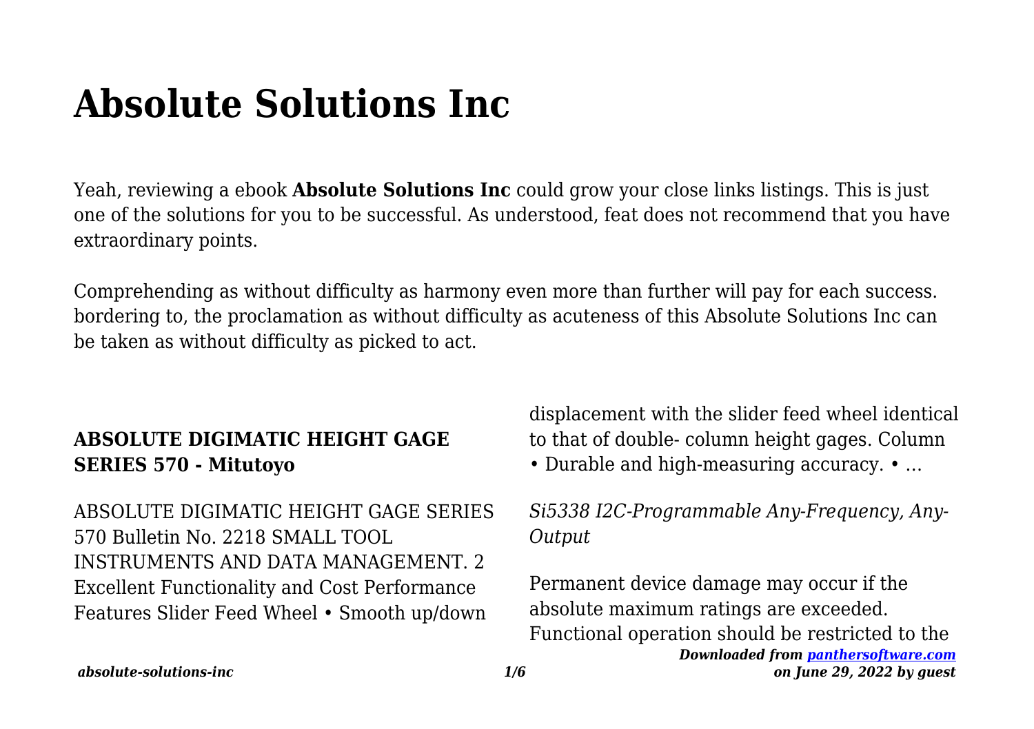# Absolute Solutions Inc

Yeah, reviewing a ebook **Absolute Solutions Inc** could grow your close links listings. This is just one of the solutions for you to be successful. As understood, feat does not recommend that you have extraordinary points.

Comprehending as without difficulty as harmony even more than further will pay for each success. bordering to, the proclamation as without difficulty as acuteness of this Absolute Solutions Inc can be taken as without difficulty as picked to act.

### ABSOLUTE DIGIMATIC HEIGHT GAGE SERIES 570 - Mitutoyo

ABSOLUTE DIGIMATIC HEIGHT GAGE SERIES 570 Bulletin No. 2218 SMALL TOOL INSTRUMENTS AND DATA MANAGEMENT. 2 Excellent Functionality and Cost Performance Features Slider Feed Wheel • Smooth up/down displacement with the slider feed wheel identical to that of double- column height gages. Column • Durable and high-measuring accuracy. • ...

*Si5338 I2C-Programmable Any-Frequency, Any-Output*

Permanent device damage may occur if the absolute maximum ratings are exceeded. Functional operation should be restricted to the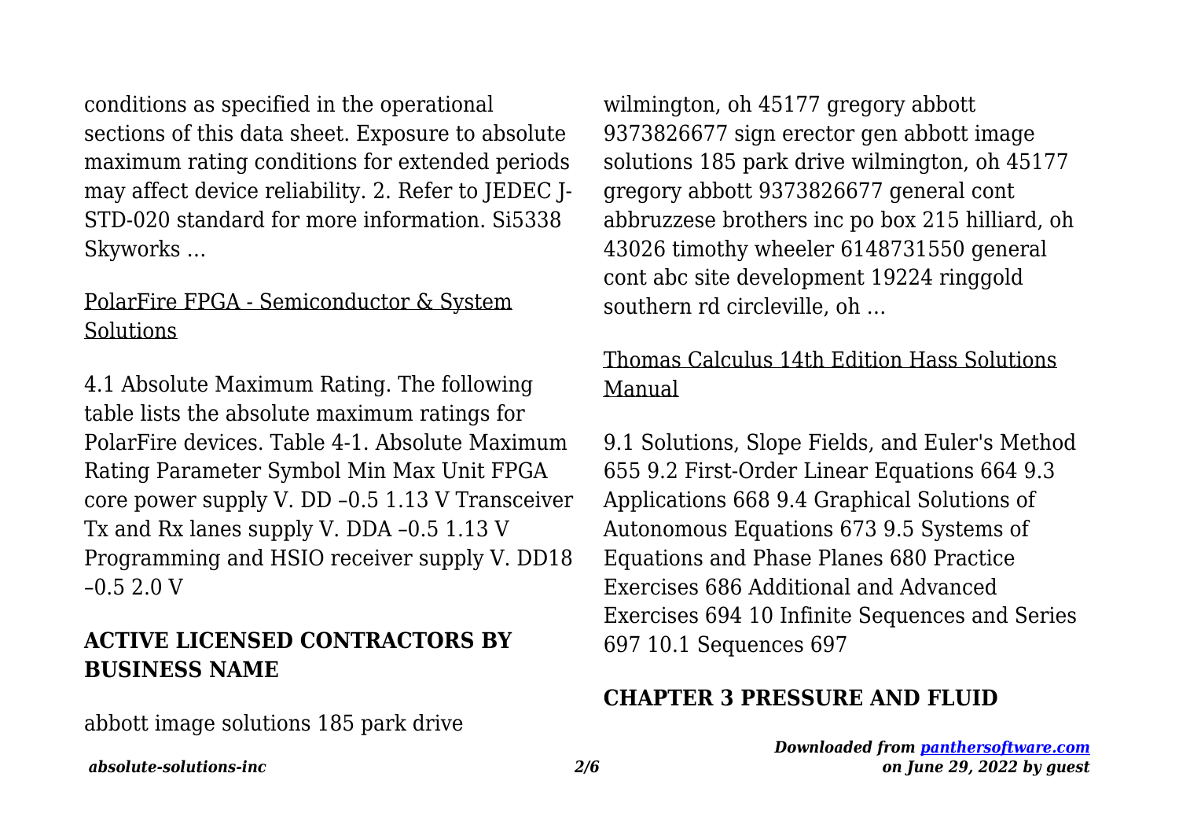conditions as specified in the operational sections of this data sheet. Exposure to absolute maximum rating conditions for extended periods may affect device reliability. 2. Refer to JEDEC J-STD-020 standard for more information. Si5338 Skyworks ...

PolarFire FPGA - Semiconductor & System Solutions

4.1 Absolute Maximum Rating. The following table lists the absolute maximum ratings for PolarFire devices. Table 4-1. Absolute Maximum Rating Parameter Symbol Min Max Unit FPGA core power supply V. DD –0.5 1.13 V Transceiver Tx and Rx lanes supply V. DDA –0.5 1.13 V Programming and HSIO receiver supply V. DD18 –0.5 2.0 V

## ACTIVE LICENSED CONTRACTORS BY BUSINESS NAME

abbott image solutions 185 park drive wilmington, oh 45177 gregory abbott 9373826677 sign erector gen abbott image solutions 185 park drive wilmington, oh 45177 gregory abbott 9373826677 general cont abbruzzese brothers inc po box 215 hilliard, oh 43026 timothy wheeler 6148731550 general cont abc site development 19224 ringgold southern rd circleville, oh ...

Thomas Calculus 14th Edition Hass Solutions Manual

9.1 Solutions, Slope Fields, and Euler's Method 655 9.2 First-Order Linear Equations 664 9.3 Applications 668 9.4 Graphical Solutions of Autonomous Equations 673 9.5 Systems of Equations and Phase Planes 680 Practice Exercises 686 Additional and Advanced Exercises 694 10 Infinite Sequences and Series 697 10.1 Sequences 697

## CHAPTER 3 PRESSURE AND FLUID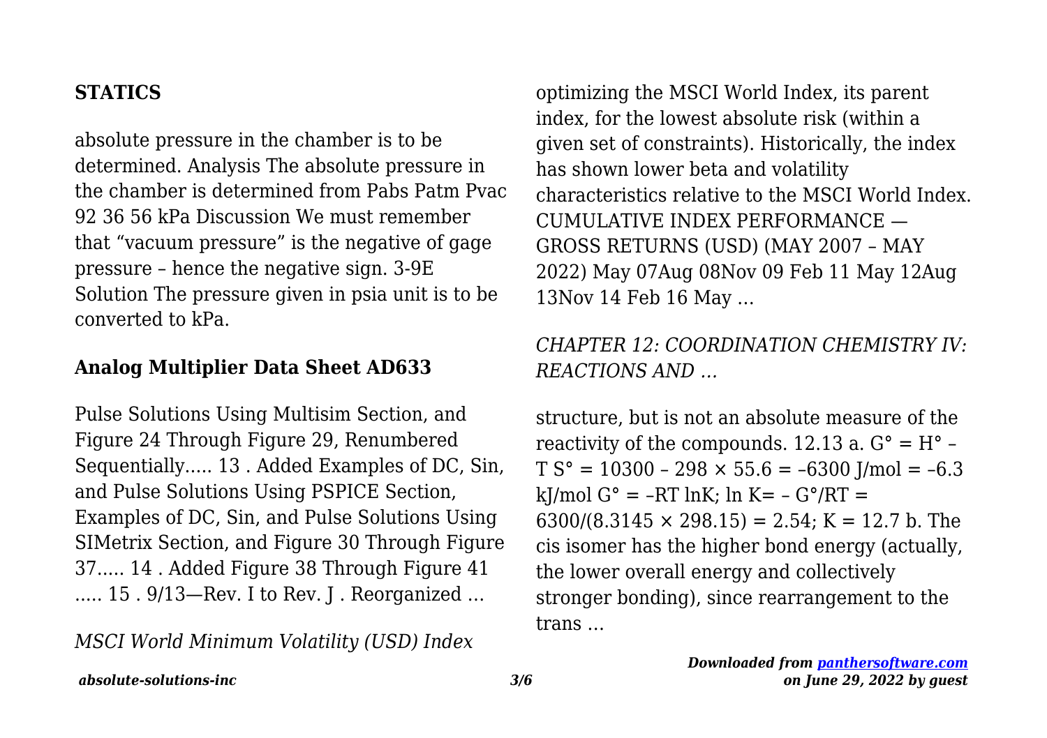## STATICS

absolute pressure in the chamber is to be determined. Analysis The absolute pressure in the chamber is determined from Pabs Patm Pvac 92 36 56 kPa Discussion We must remember that "vacuum pressure" is the negative of gage pressure – hence the negative sign. 3-9E Solution The pressure given in psia unit is to be converted to kPa.

## Analog Multiplier Data Sheet AD633

Pulse Solutions Using Multisim Section, and Figure 24 Through Figure 29, Renumbered Sequentially..... 13 . Added Examples of DC, Sin, and Pulse Solutions Using PSPICE Section, Examples of DC, Sin, and Pulse Solutions Using SIMetrix Section, and Figure 30 Through Figure 37..... 14 . Added Figure 38 Through Figure 41 ..... 15 . 9/13—Rev. I to Rev. J . Reorganized …

## *MSCI World Minimum Volatility (USD) Index*

optimizing the MSCI World Index, its parent index, for the lowest absolute risk (within a given set of constraints). Historically, the index has shown lower beta and volatility characteristics relative to the MSCI World Index. CUMULATIVE INDEX PERFORMANCE — GROSS RETURNS (USD) (MAY 2007 – MAY 2022) May 07Aug 08Nov 09 Feb 11 May 12Aug 13Nov 14 Feb 16 May …

## *CHAPTER 12: COORDINATION CHEMISTRY IV: REACTIONS AND …*

structure, but is not an absolute measure of the reactivity of the compounds. 12.13 a. G° = H° – T S° = 10300 – 298 × 55.6 = –6300 J/mol = –6.3 kJ/mol G° = –RT lnK; ln K= – G°/RT = 6300/(8.3145 × 298.15) = 2.54; K = 12.7 b. The cis isomer has the higher bond energy (actually, the lower overall energy and collectively stronger bonding), since rearrangement to the trans …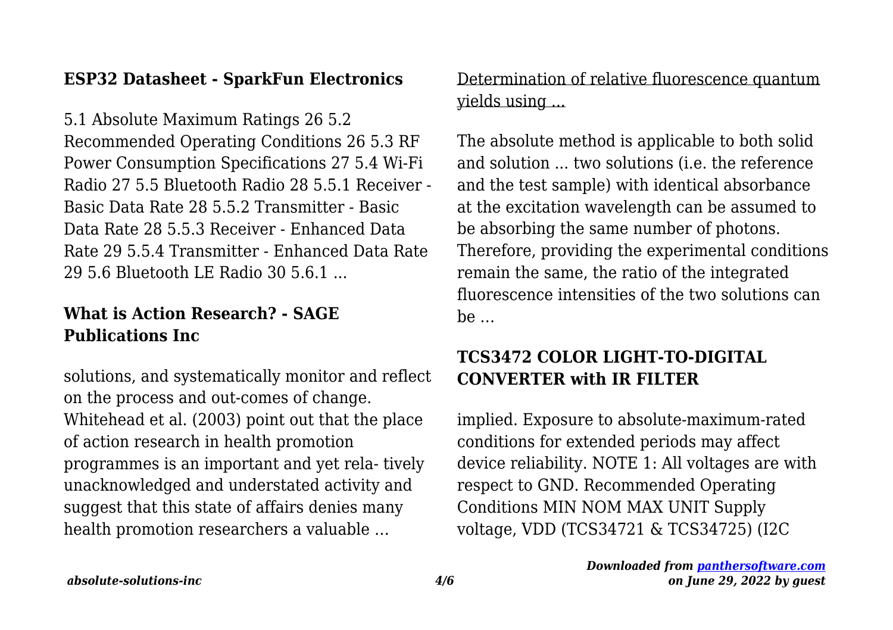## ESP32 Datasheet - SparkFun Electronics

5.1 Absolute Maximum Ratings 26 5.2 Recommended Operating Conditions 26 5.3 RF Power Consumption Specifications 27 5.4 Wi-Fi Radio 27 5.5 Bluetooth Radio 28 5.5.1 Receiver - Basic Data Rate 28 5.5.2 Transmitter - Basic Data Rate 28 5.5.3 Receiver - Enhanced Data Rate 29 5.5.4 Transmitter - Enhanced Data Rate 29 5.6 Bluetooth LE Radio 30 5.6.1 ...

## What is Action Research? - SAGE Publications Inc

solutions, and systematically monitor and reflect on the process and out-comes of change. Whitehead et al. (2003) point out that the place of action research in health promotion programmes is an important and yet rela- tively unacknowledged and understated activity and suggest that this state of affairs denies many health promotion researchers a valuable …

## Determination of relative fluorescence quantum yields using ...

The absolute method is applicable to both solid and solution ... two solutions (i.e. the reference and the test sample) with identical absorbance at the excitation wavelength can be assumed to be absorbing the same number of photons. Therefore, providing the experimental conditions remain the same, the ratio of the integrated fluorescence intensities of the two solutions can be …

## TCS3472 COLOR LIGHT-TO-DIGITAL CONVERTER with IR FILTER

implied. Exposure to absolute-maximum-rated conditions for extended periods may affect device reliability. NOTE 1: All voltages are with respect to GND. Recommended Operating Conditions MIN NOM MAX UNIT Supply voltage, VDD (TCS34721 & TCS34725) (I2C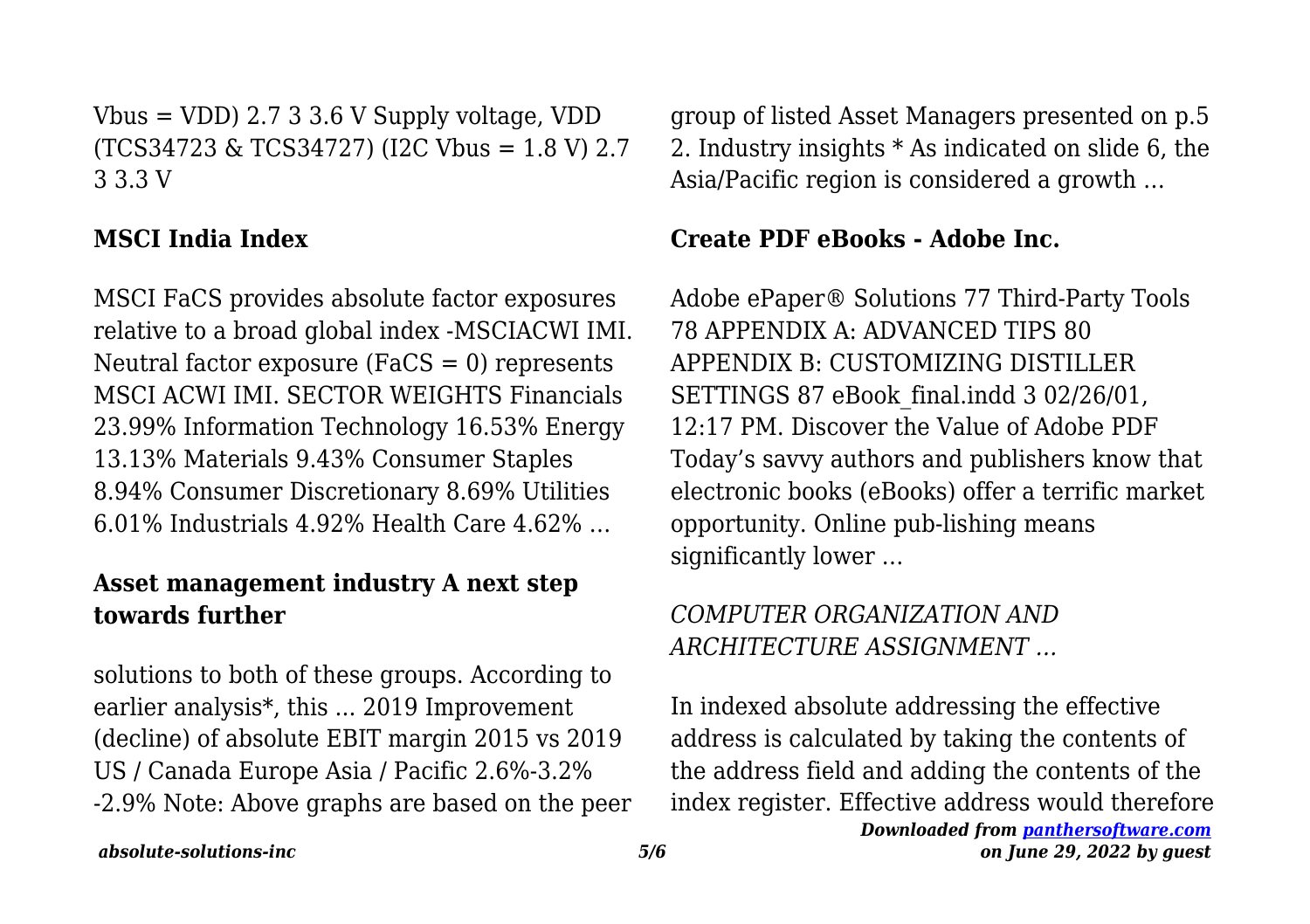Vbus = VDD) 2.7 3 3.6 V Supply voltage, VDD (TCS34723 & TCS34727) (I2C Vbus = 1.8 V) 2.7 3 3.3 V

**MSCI India Index**

MSCI FaCS provides absolute factor exposures relative to a broad global index -MSCIACWI IMI. Neutral factor exposure (FaCS = 0) represents MSCI ACWI IMI. SECTOR WEIGHTS Financials 23.99% Information Technology 16.53% Energy 13.13% Materials 9.43% Consumer Staples 8.94% Consumer Discretionary 8.69% Utilities 6.01% Industrials 4.92% Health Care 4.62% …

**Asset management industry A next step towards further**

solutions to both of these groups. According to earlier analysis*, this ... 2019 Improvement (decline) of absolute EBIT margin 2015 vs 2019 US / Canada Europe Asia / Pacific 2.6%-3.2% -2.9% Note: Above graphs are based on the peer group of listed Asset Managers presented on p.5 2. Industry insights * As indicated on slide 6, the Asia/Pacific region is considered a growth …

**Create PDF eBooks - Adobe Inc.**

Adobe ePaper® Solutions 77 Third-Party Tools 78 APPENDIX A: ADVANCED TIPS 80 APPENDIX B: CUSTOMIZING DISTILLER SETTINGS 87 eBook_final.indd 3 02/26/01, 12:17 PM. Discover the Value of Adobe PDF Today's savvy authors and publishers know that electronic books (eBooks) offer a terrific market opportunity. Online pub-lishing means significantly lower …

*COMPUTER ORGANIZATION AND ARCHITECTURE ASSIGNMENT …*

In indexed absolute addressing the effective address is calculated by taking the contents of the address field and adding the contents of the index register. Effective address would therefore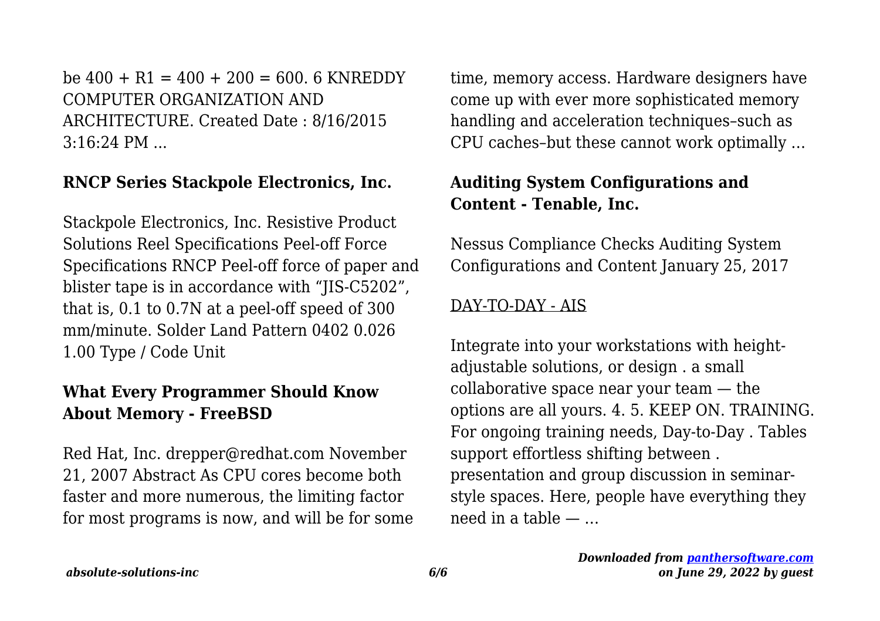be 400 + R1 = 400 + 200 = 600. 6 KNREDDY COMPUTER ORGANIZATION AND ARCHITECTURE. Created Date : 8/16/2015 3:16:24 PM ...

## RNCP Series Stackpole Electronics, Inc.

Stackpole Electronics, Inc. Resistive Product Solutions Reel Specifications Peel-off Force Specifications RNCP Peel-off force of paper and blister tape is in accordance with "JIS-C5202", that is, 0.1 to 0.7N at a peel-off speed of 300 mm/minute. Solder Land Pattern 0402 0.026 1.00 Type / Code Unit

## What Every Programmer Should Know About Memory - FreeBSD

Red Hat, Inc. drepper@redhat.com November 21, 2007 Abstract As CPU cores become both faster and more numerous, the limiting factor for most programs is now, and will be for some time, memory access. Hardware designers have come up with ever more sophisticated memory handling and acceleration techniques–such as CPU caches–but these cannot work optimally …

## Auditing System Configurations and Content - Tenable, Inc.

Nessus Compliance Checks Auditing System Configurations and Content January 25, 2017

DAY-TO-DAY - AIS

Integrate into your workstations with height-adjustable solutions, or design . a small collaborative space near your team — the options are all yours. 4. 5. KEEP ON. TRAINING. For ongoing training needs, Day-to-Day . Tables support effortless shifting between . presentation and group discussion in seminar-style spaces. Here, people have everything they need in a table — …